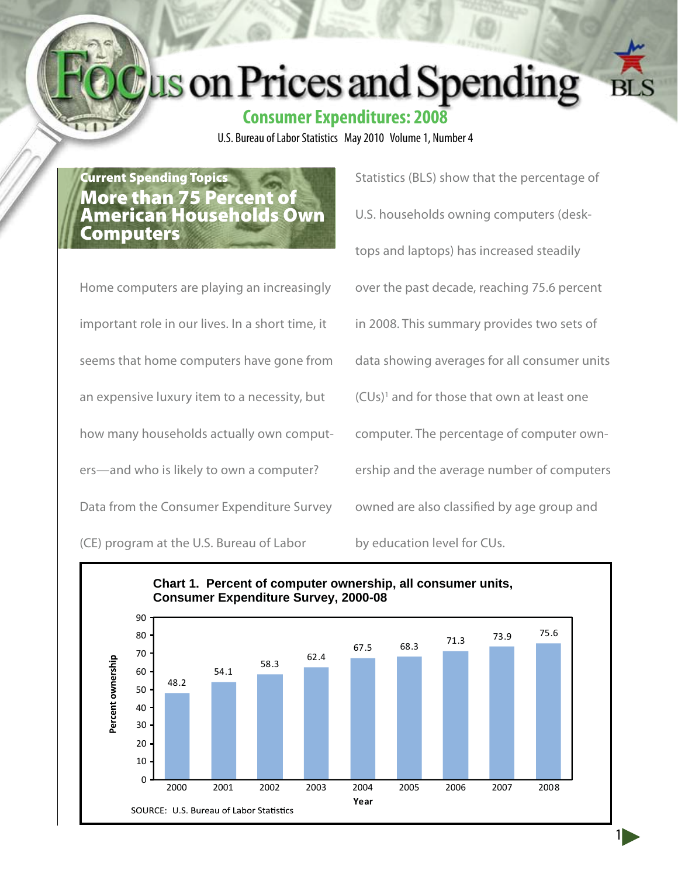# Focus on Prices and Spending

## Consumer Expenditures: 2008

U.S. Bureau of Labor Statistics May 2010 Volume 1, Number 4

### Current Spending Topics

## More than 75 Percent of American Households Own Computers

Home computers are playing an increasingly important role in our lives. In a short time, it seems that home computers have gone from an expensive luxury item to a necessity, but how many households actually own computers—and who is likely to own a computer? Data from the Consumer Expenditure Survey (CE) program at the U.S. Bureau of Labor Statistics (BLS) show that the percentage of U.S. households owning computers (desktops and laptops) has increased steadily over the past decade, reaching 75.6 percent in 2008. This summary provides two sets of data showing averages for all consumer units (CUs)[1] and for those that own at least one computer. The percentage of computer ownership and the average number of computers owned are also classified by age group and by education level for CUs.

**Chart 1. Percent of computer ownership, all consumer units, Consumer Expenditure Survey, 2000-08**

| Year | Percent ownership |
|---|---|
| 2000 | 48.2 |
| 2001 | 54.1 |
| 2002 | 58.3 |
| 2003 | 62.4 |
| 2004 | 67.5 |
| 2005 | 68.3 |
| 2006 | 71.3 |
| 2007 | 73.9 |
| 2008 | 75.6 |

SOURCE: U.S. Bureau of Labor Statistics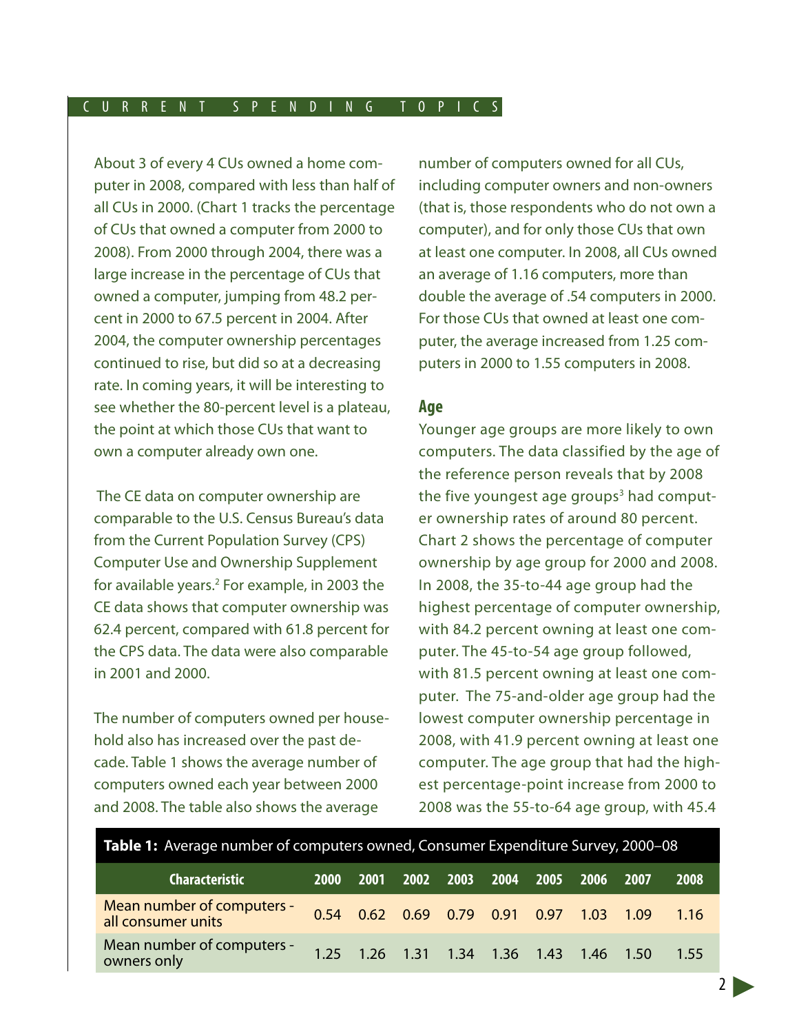About 3 of every 4 CUs owned a home computer in 2008, compared with less than half of all CUs in 2000. (Chart 1 tracks the percentage of CUs that owned a computer from 2000 to 2008). From 2000 through 2004, there was a large increase in the percentage of CUs that owned a computer, jumping from 48.2 percent in 2000 to 67.5 percent in 2004. After 2004, the computer ownership percentages continued to rise, but did so at a decreasing rate. In coming years, it will be interesting to see whether the 80-percent level is a plateau, the point at which those CUs that want to own a computer already own one.

The CE data on computer ownership are comparable to the U.S. Census Bureau's data from the Current Population Survey (CPS) Computer Use and Ownership Supplement for available years.[2] For example, in 2003 the CE data shows that computer ownership was 62.4 percent, compared with 61.8 percent for the CPS data. The data were also comparable in 2001 and 2000.

The number of computers owned per household also has increased over the past decade. Table 1 shows the average number of computers owned each year between 2000 and 2008. The table also shows the average number of computers owned for all CUs, including computer owners and non-owners (that is, those respondents who do not own a computer), and for only those CUs that own at least one computer. In 2008, all CUs owned an average of 1.16 computers, more than double the average of .54 computers in 2000. For those CUs that owned at least one computer, the average increased from 1.25 computers in 2000 to 1.55 computers in 2008.

## Age

Younger age groups are more likely to own computers. The data classified by the age of the reference person reveals that by 2008 the five youngest age groups[3] had computer ownership rates of around 80 percent. Chart 2 shows the percentage of computer ownership by age group for 2000 and 2008. In 2008, the 35-to-44 age group had the highest percentage of computer ownership, with 84.2 percent owning at least one computer. The 45-to-54 age group followed, with 81.5 percent owning at least one computer. The 75-and-older age group had the lowest computer ownership percentage in 2008, with 41.9 percent owning at least one computer. The age group that had the highest percentage-point increase from 2000 to 2008 was the 55-to-64 age group, with 45.4

**Table 1:** Average number of computers owned, Consumer Expenditure Survey, 2000–08

| Characteristic | 2000 | 2001 | 2002 | 2003 | 2004 | 2005 | 2006 | 2007 | 2008 |
|---|---|---|---|---|---|---|---|---|---|
| Mean number of computers - all consumer units | 0.54 | 0.62 | 0.69 | 0.79 | 0.91 | 0.97 | 1.03 | 1.09 | 1.16 |
| Mean number of computers - owners only | 1.25 | 1.26 | 1.31 | 1.34 | 1.36 | 1.43 | 1.46 | 1.50 | 1.55 |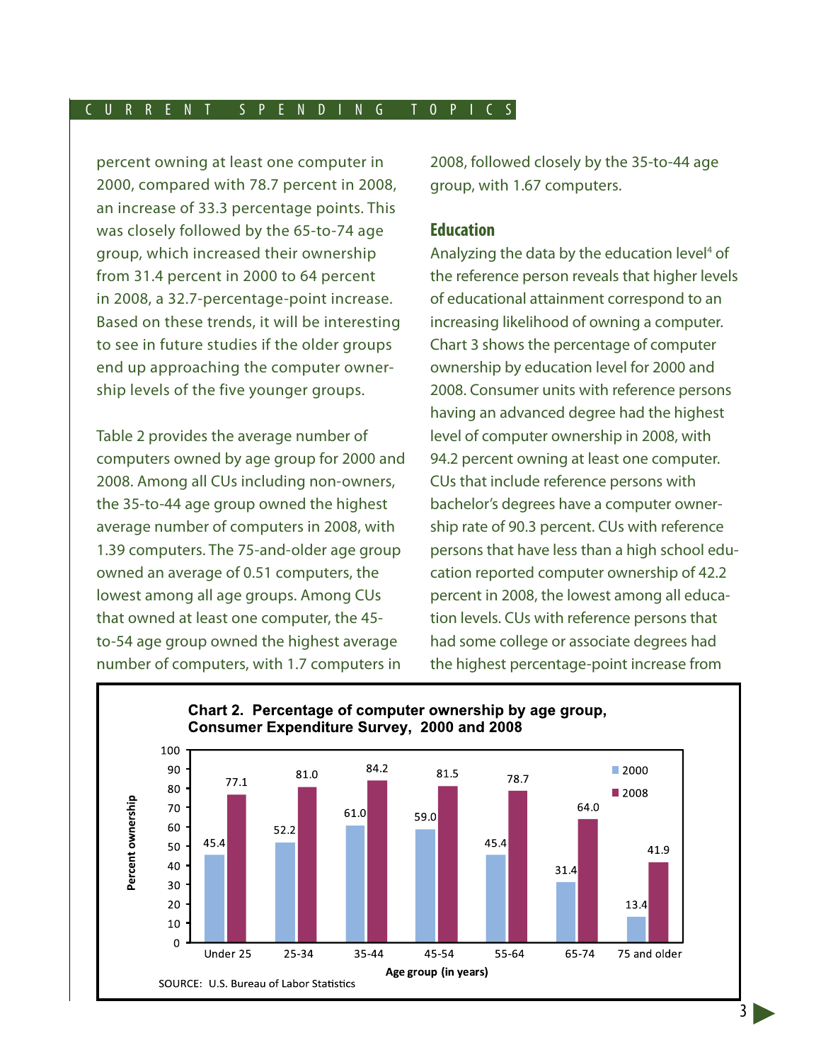percent owning at least one computer in 2000, compared with 78.7 percent in 2008, an increase of 33.3 percentage points. This was closely followed by the 65-to-74 age group, which increased their ownership from 31.4 percent in 2000 to 64 percent in 2008, a 32.7-percentage-point increase. Based on these trends, it will be interesting to see in future studies if the older groups end up approaching the computer ownership levels of the five younger groups.

Table 2 provides the average number of computers owned by age group for 2000 and 2008. Among all CUs including non-owners, the 35-to-44 age group owned the highest average number of computers in 2008, with 1.39 computers. The 75-and-older age group owned an average of 0.51 computers, the lowest among all age groups. Among CUs that owned at least one computer, the 45-to-54 age group owned the highest average number of computers, with 1.7 computers in 2008, followed closely by the 35-to-44 age group, with 1.67 computers.

## Education

Analyzing the data by the education level[4] of the reference person reveals that higher levels of educational attainment correspond to an increasing likelihood of owning a computer. Chart 3 shows the percentage of computer ownership by education level for 2000 and 2008. Consumer units with reference persons having an advanced degree had the highest level of computer ownership in 2008, with 94.2 percent owning at least one computer. CUs that include reference persons with bachelor's degrees have a computer ownership rate of 90.3 percent. CUs with reference persons that have less than a high school education reported computer ownership of 42.2 percent in 2008, the lowest among all education levels. CUs with reference persons that had some college or associate degrees had the highest percentage-point increase from

**Chart 2. Percentage of computer ownership by age group, Consumer Expenditure Survey, 2000 and 2008**

| Age group (in years) | 2000 | 2008 |
|---|---|---|
| Under 25 | 45.4 | 77.1 |
| 25-34 | 52.2 | 81.0 |
| 35-44 | 61.0 | 84.2 |
| 45-54 | 59.0 | 81.5 |
| 55-64 | 45.4 | 78.7 |
| 65-74 | 31.4 | 64.0 |
| 75 and older | 13.4 | 41.9 |

SOURCE: U.S. Bureau of Labor Statistics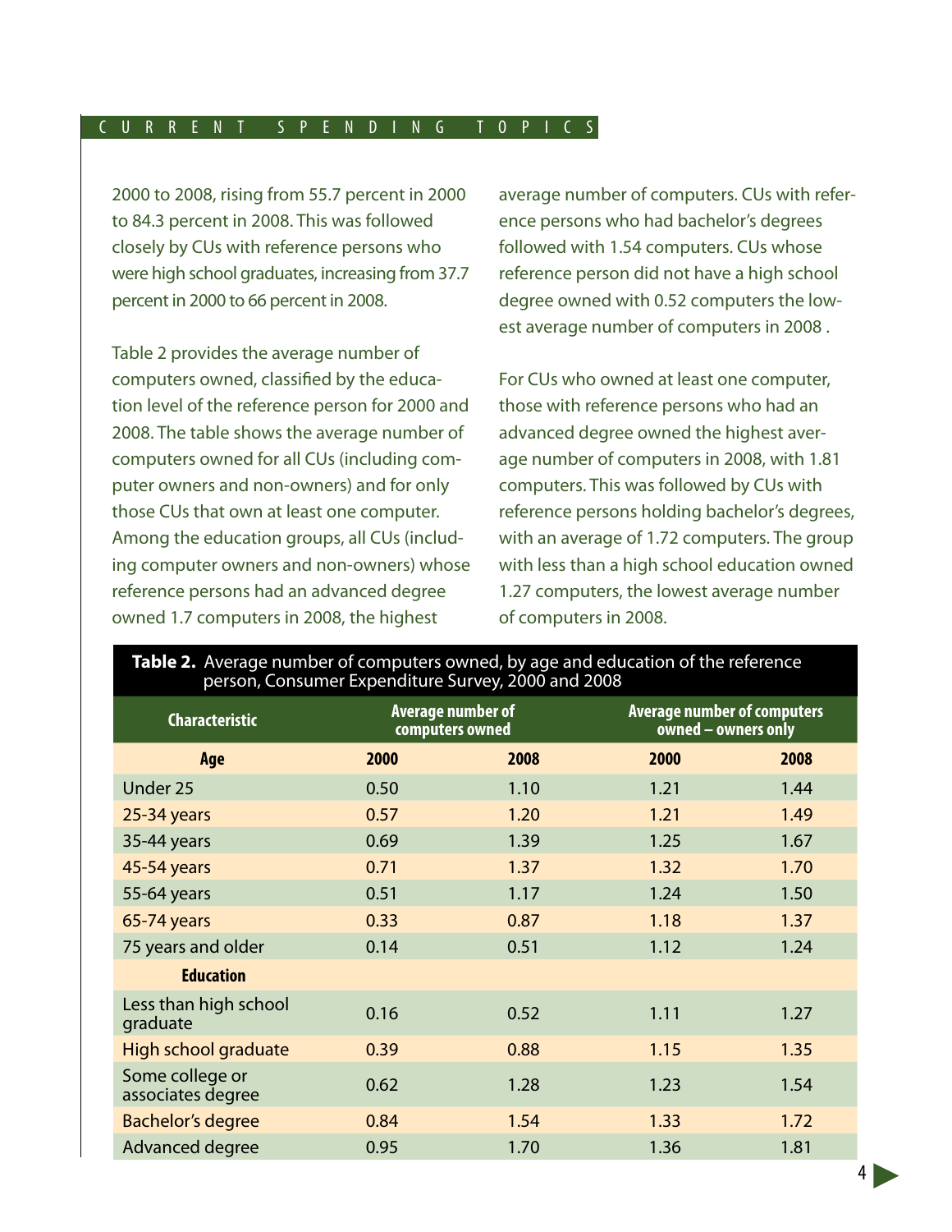2000 to 2008, rising from 55.7 percent in 2000 to 84.3 percent in 2008. This was followed closely by CUs with reference persons who were high school graduates, increasing from 37.7 percent in 2000 to 66 percent in 2008.

Table 2 provides the average number of computers owned, classified by the education level of the reference person for 2000 and 2008. The table shows the average number of computers owned for all CUs (including computer owners and non-owners) and for only those CUs that own at least one computer. Among the education groups, all CUs (including computer owners and non-owners) whose reference persons had an advanced degree owned 1.7 computers in 2008, the highest average number of computers. CUs with reference persons who had bachelor's degrees followed with 1.54 computers. CUs whose reference person did not have a high school degree owned with 0.52 computers the lowest average number of computers in 2008 .

For CUs who owned at least one computer, those with reference persons who had an advanced degree owned the highest average number of computers in 2008, with 1.81 computers. This was followed by CUs with reference persons holding bachelor's degrees, with an average of 1.72 computers. The group with less than a high school education owned 1.27 computers, the lowest average number of computers in 2008.

**Table 2.** Average number of computers owned, by age and education of the reference person, Consumer Expenditure Survey, 2000 and 2008

| Characteristic | Average number of computers owned | | Average number of computers owned – owners only | |
|---|---|---|---|---|
| **Age** | **2000** | **2008** | **2000** | **2008** |
| Under 25 | 0.50 | 1.10 | 1.21 | 1.44 |
| 25-34 years | 0.57 | 1.20 | 1.21 | 1.49 |
| 35-44 years | 0.69 | 1.39 | 1.25 | 1.67 |
| 45-54 years | 0.71 | 1.37 | 1.32 | 1.70 |
| 55-64 years | 0.51 | 1.17 | 1.24 | 1.50 |
| 65-74 years | 0.33 | 0.87 | 1.18 | 1.37 |
| 75 years and older | 0.14 | 0.51 | 1.12 | 1.24 |
| **Education** | | | | |
| Less than high school graduate | 0.16 | 0.52 | 1.11 | 1.27 |
| High school graduate | 0.39 | 0.88 | 1.15 | 1.35 |
| Some college or associates degree | 0.62 | 1.28 | 1.23 | 1.54 |
| Bachelor's degree | 0.84 | 1.54 | 1.33 | 1.72 |
| Advanced degree | 0.95 | 1.70 | 1.36 | 1.81 |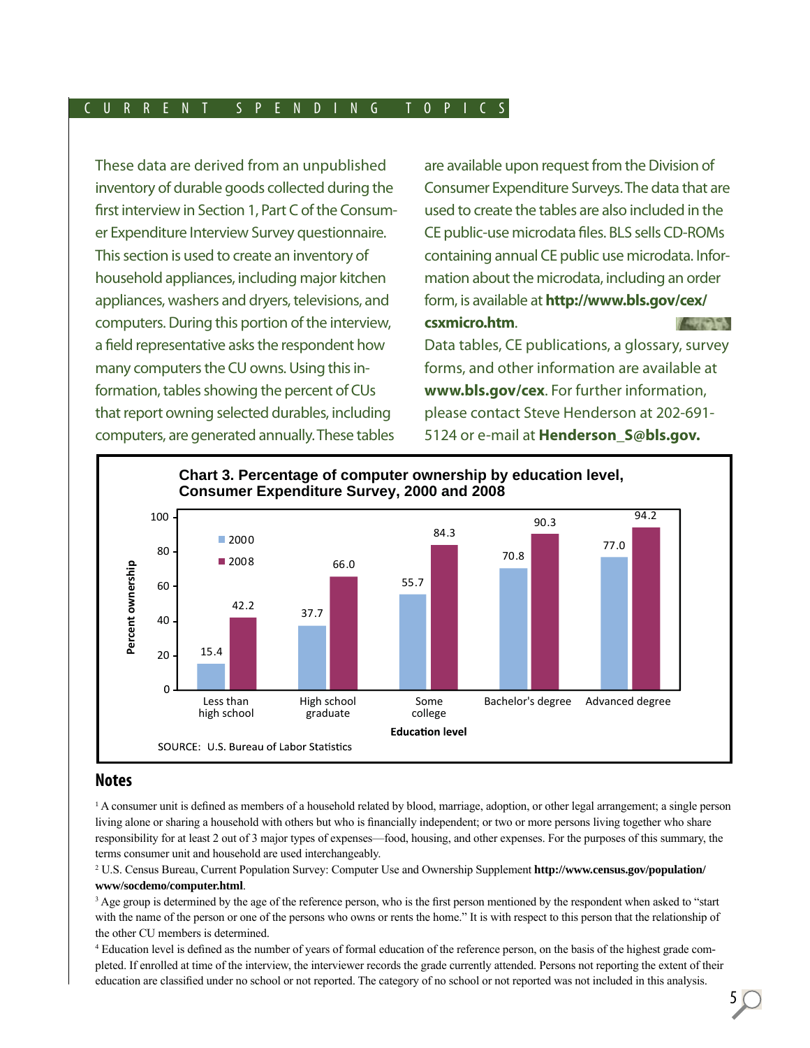These data are derived from an unpublished inventory of durable goods collected during the first interview in Section 1, Part C of the Consumer Expenditure Interview Survey questionnaire. This section is used to create an inventory of household appliances, including major kitchen appliances, washers and dryers, televisions, and computers. During this portion of the interview, a field representative asks the respondent how many computers the CU owns. Using this information, tables showing the percent of CUs that report owning selected durables, including computers, are generated annually. These tables are available upon request from the Division of Consumer Expenditure Surveys. The data that are used to create the tables are also included in the CE public-use microdata files. BLS sells CD-ROMs containing annual CE public use microdata. Information about the microdata, including an order form, is available at **http://www.bls.gov/cex/csxmicro.htm**.

Data tables, CE publications, a glossary, survey forms, and other information are available at **www.bls.gov/cex**. For further information, please contact Steve Henderson at 202-691-5124 or e-mail at **Henderson_S@bls.gov.**

**Chart 3. Percentage of computer ownership by education level, Consumer Expenditure Survey, 2000 and 2008**

Percent ownership

100
80
60
40
20
0

2000
2008

Less than high school: 15.4, 42.2
High school graduate: 37.7, 66.0
Some college: 55.7, 84.3
Bachelor's degree: 70.8, 90.3
Advanced degree: 77.0, 94.2

Education level

SOURCE: U.S. Bureau of Labor Statistics

## Notes

[1] A consumer unit is defined as members of a household related by blood, marriage, adoption, or other legal arrangement; a single person living alone or sharing a household with others but who is financially independent; or two or more persons living together who share responsibility for at least 2 out of 3 major types of expenses—food, housing, and other expenses. For the purposes of this summary, the terms consumer unit and household are used interchangeably.

[2] U.S. Census Bureau, Current Population Survey: Computer Use and Ownership Supplement **http://www.census.gov/population/www/socdemo/computer.html**.

[3] Age group is determined by the age of the reference person, who is the first person mentioned by the respondent when asked to "start with the name of the person or one of the persons who owns or rents the home." It is with respect to this person that the relationship of the other CU members is determined.

[4] Education level is defined as the number of years of formal education of the reference person, on the basis of the highest grade completed. If enrolled at time of the interview, the interviewer records the grade currently attended. Persons not reporting the extent of their education are classified under no school or not reported. The category of no school or not reported was not included in this analysis.